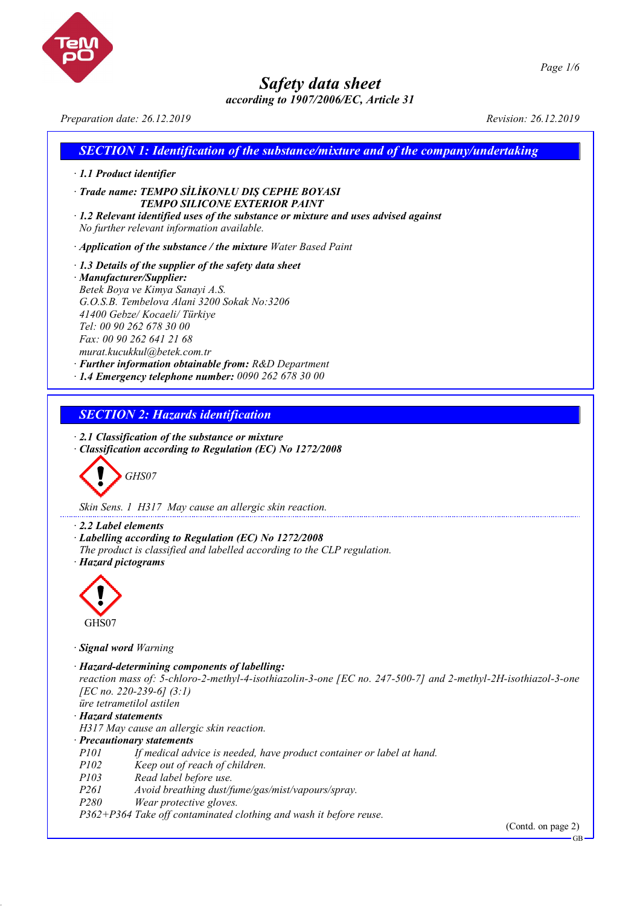# Safety data sheet

*according to 1907/2006/EC, Article 31*

*Preparation date: 26.12.2019* *Revision: 26.12.2019*

## SECTION 1: Identification of the substance/mixture and of the company/undertaking

· **1.1 Product identifier**

· **Trade name: TEMPO SİLİKONLU DIŞ CEPHE BOYASI**
**TEMPO SILICONE EXTERIOR PAINT**

· **1.2 Relevant identified uses of the substance or mixture and uses advised against**
No further relevant information available.

· **Application of the substance / the mixture** Water Based Paint

· **1.3 Details of the supplier of the safety data sheet**
· **Manufacturer/Supplier:**
Betek Boya ve Kimya Sanayi A.S.
G.O.S.B. Tembelova Alani 3200 Sokak No:3206
41400 Gebze/ Kocaeli/ Türkiye
Tel: 00 90 262 678 30 00
Fax: 00 90 262 641 21 68
murat.kucukkul@betek.com.tr
· **Further information obtainable from:** R&D Department
· **1.4 Emergency telephone number:** 0090 262 678 30 00

## SECTION 2: Hazards identification

· **2.1 Classification of the substance or mixture**
· **Classification according to Regulation (EC) No 1272/2008**

GHS07

Skin Sens. 1 H317 May cause an allergic skin reaction.

· **2.2 Label elements**
· **Labelling according to Regulation (EC) No 1272/2008**
The product is classified and labelled according to the CLP regulation.
· **Hazard pictograms**

GHS07

· **Signal word** Warning

· **Hazard-determining components of labelling:**
reaction mass of: 5-chloro-2-methyl-4-isothiazolin-3-one [EC no. 247-500-7] and 2-methyl-2H-isothiazol-3-one [EC no. 220-239-6] (3:1)
üre tetrametilol astilen
· **Hazard statements**
H317 May cause an allergic skin reaction.
· **Precautionary statements**

P101 If medical advice is needed, have product container or label at hand.
P102 Keep out of reach of children.
P103 Read label before use.
P261 Avoid breathing dust/fume/gas/mist/vapours/spray.
P280 Wear protective gloves.
P362+P364 Take off contaminated clothing and wash it before reuse.

(Contd. on page 2)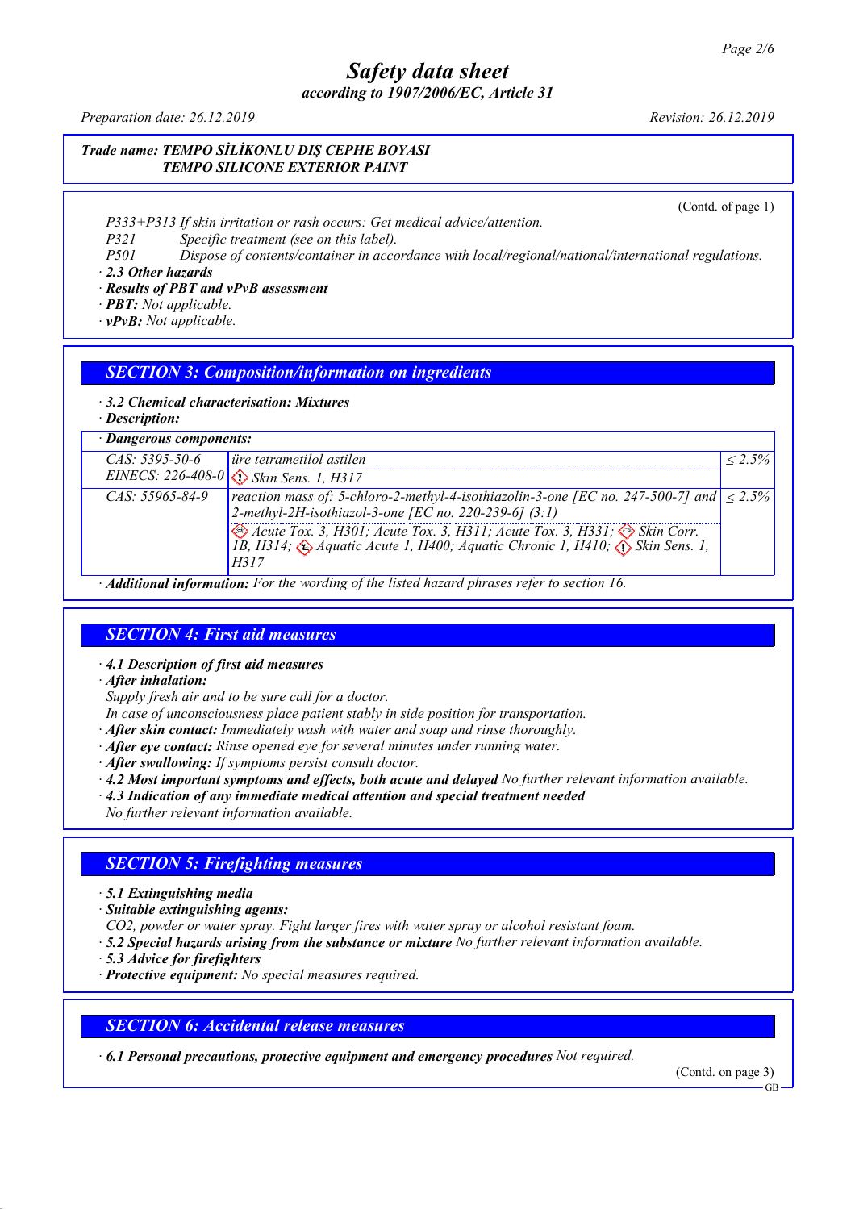**Trade name: TEMPO SİLİKONLU DIŞ CEPHE BOYASI**
**TEMPO SILICONE EXTERIOR PAINT**

(Contd. of page 1)

P333+P313 If skin irritation or rash occurs: Get medical advice/attention.
P321 Specific treatment (see on this label).
P501 Dispose of contents/container in accordance with local/regional/national/international regulations.

· **2.3 Other hazards**
· **Results of PBT and vPvB assessment**
· **PBT:** Not applicable.
· **vPvB:** Not applicable.

## SECTION 3: Composition/information on ingredients

· **3.2 Chemical characterisation: Mixtures**
· **Description:**

· **Dangerous components:**

| | | |
|---|---|---|
| CAS: 5395-50-6<br>EINECS: 226-408-0 | üre tetrametilol astilen<br>Skin Sens. 1, H317 | ≤ 2.5% |
| CAS: 55965-84-9 | reaction mass of: 5-chloro-2-methyl-4-isothiazolin-3-one [EC no. 247-500-7] and 2-methyl-2H-isothiazol-3-one [EC no. 220-239-6] (3:1)<br>Acute Tox. 3, H301; Acute Tox. 3, H311; Acute Tox. 3, H331; Skin Corr. 1B, H314; Aquatic Acute 1, H400; Aquatic Chronic 1, H410; Skin Sens. 1, H317 | ≤ 2.5% |

· **Additional information:** For the wording of the listed hazard phrases refer to section 16.

## SECTION 4: First aid measures

· **4.1 Description of first aid measures**
· **After inhalation:**
Supply fresh air and to be sure call for a doctor.
In case of unconsciousness place patient stably in side position for transportation.
· **After skin contact:** Immediately wash with water and soap and rinse thoroughly.
· **After eye contact:** Rinse opened eye for several minutes under running water.
· **After swallowing:** If symptoms persist consult doctor.
· **4.2 Most important symptoms and effects, both acute and delayed** No further relevant information available.
· **4.3 Indication of any immediate medical attention and special treatment needed**
No further relevant information available.

## SECTION 5: Firefighting measures

· **5.1 Extinguishing media**
· **Suitable extinguishing agents:**
$CO_2$, powder or water spray. Fight larger fires with water spray or alcohol resistant foam.
· **5.2 Special hazards arising from the substance or mixture** No further relevant information available.
· **5.3 Advice for firefighters**
· **Protective equipment:** No special measures required.

## SECTION 6: Accidental release measures

· **6.1 Personal precautions, protective equipment and emergency procedures** Not required.

(Contd. on page 3)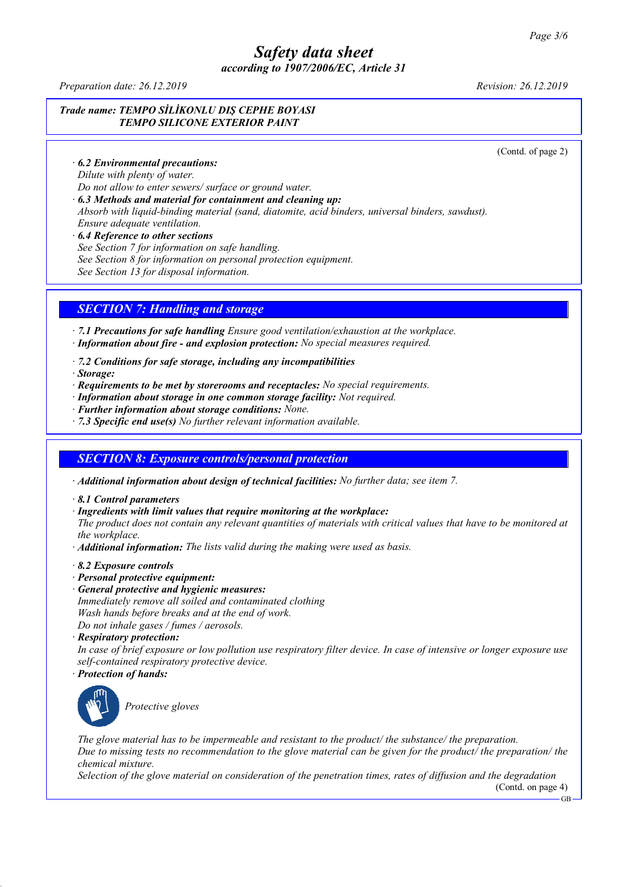**Trade name: TEMPO SİLİKONLU DIŞ CEPHE BOYASI**
**TEMPO SILICONE EXTERIOR PAINT**

(Contd. of page 2)

· **6.2 Environmental precautions:**
Dilute with plenty of water.
Do not allow to enter sewers/ surface or ground water.

· **6.3 Methods and material for containment and cleaning up:**
Absorb with liquid-binding material (sand, diatomite, acid binders, universal binders, sawdust).
Ensure adequate ventilation.

· **6.4 Reference to other sections**
See Section 7 for information on safe handling.
See Section 8 for information on personal protection equipment.
See Section 13 for disposal information.

## SECTION 7: Handling and storage

· **7.1 Precautions for safe handling** Ensure good ventilation/exhaustion at the workplace.
· **Information about fire - and explosion protection:** No special measures required.

· **7.2 Conditions for safe storage, including any incompatibilities**
· **Storage:**
· **Requirements to be met by storerooms and receptacles:** No special requirements.
· **Information about storage in one common storage facility:** Not required.
· **Further information about storage conditions:** None.
· **7.3 Specific end use(s)** No further relevant information available.

## SECTION 8: Exposure controls/personal protection

· **Additional information about design of technical facilities:** No further data; see item 7.

· **8.1 Control parameters**
· **Ingredients with limit values that require monitoring at the workplace:**
The product does not contain any relevant quantities of materials with critical values that have to be monitored at the workplace.
· **Additional information:** The lists valid during the making were used as basis.

· **8.2 Exposure controls**
· **Personal protective equipment:**
· **General protective and hygienic measures:**
Immediately remove all soiled and contaminated clothing
Wash hands before breaks and at the end of work.
Do not inhale gases / fumes / aerosols.
· **Respiratory protection:**
In case of brief exposure or low pollution use respiratory filter device. In case of intensive or longer exposure use self-contained respiratory protective device.
· **Protection of hands:**

Protective gloves

The glove material has to be impermeable and resistant to the product/ the substance/ the preparation.
Due to missing tests no recommendation to the glove material can be given for the product/ the preparation/ the chemical mixture.
Selection of the glove material on consideration of the penetration times, rates of diffusion and the degradation

(Contd. on page 4)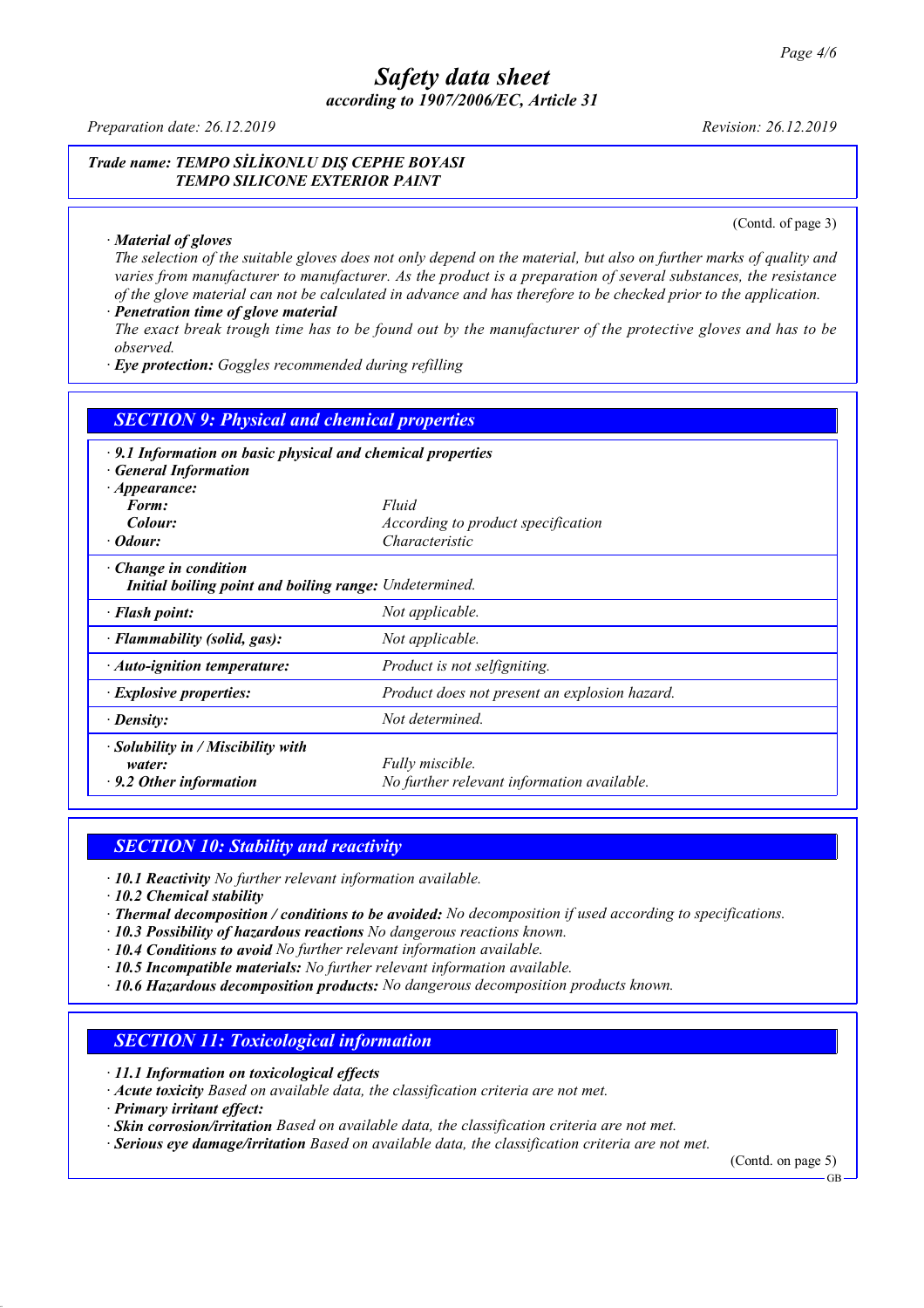**Trade name: TEMPO SİLİKONLU DIŞ CEPHE BOYASI**
**TEMPO SILICONE EXTERIOR PAINT**

(Contd. of page 3)

· **Material of gloves**
The selection of the suitable gloves does not only depend on the material, but also on further marks of quality and varies from manufacturer to manufacturer. As the product is a preparation of several substances, the resistance of the glove material can not be calculated in advance and has therefore to be checked prior to the application.
· **Penetration time of glove material**
The exact break trough time has to be found out by the manufacturer of the protective gloves and has to be observed.
· **Eye protection:** Goggles recommended during refilling

## SECTION 9: Physical and chemical properties

· **9.1 Information on basic physical and chemical properties**
· **General Information**
· **Appearance:**

| | |
|---|---|
| **Form:** | Fluid |
| **Colour:** | According to product specification |
| · **Odour:** | Characteristic |
| · **Change in condition** | |
| **Initial boiling point and boiling range:** | Undetermined. |
| · **Flash point:** | Not applicable. |
| · **Flammability (solid, gas):** | Not applicable. |
| · **Auto-ignition temperature:** | Product is not selfigniting. |
| · **Explosive properties:** | Product does not present an explosion hazard. |
| · **Density:** | Not determined. |
| · **Solubility in / Miscibility with water:** | Fully miscible. |
| · **9.2 Other information** | No further relevant information available. |

## SECTION 10: Stability and reactivity

· **10.1 Reactivity** No further relevant information available.
· **10.2 Chemical stability**
· **Thermal decomposition / conditions to be avoided:** No decomposition if used according to specifications.
· **10.3 Possibility of hazardous reactions** No dangerous reactions known.
· **10.4 Conditions to avoid** No further relevant information available.
· **10.5 Incompatible materials:** No further relevant information available.
· **10.6 Hazardous decomposition products:** No dangerous decomposition products known.

## SECTION 11: Toxicological information

· **11.1 Information on toxicological effects**
· **Acute toxicity** Based on available data, the classification criteria are not met.
· **Primary irritant effect:**
· **Skin corrosion/irritation** Based on available data, the classification criteria are not met.
· **Serious eye damage/irritation** Based on available data, the classification criteria are not met.

(Contd. on page 5)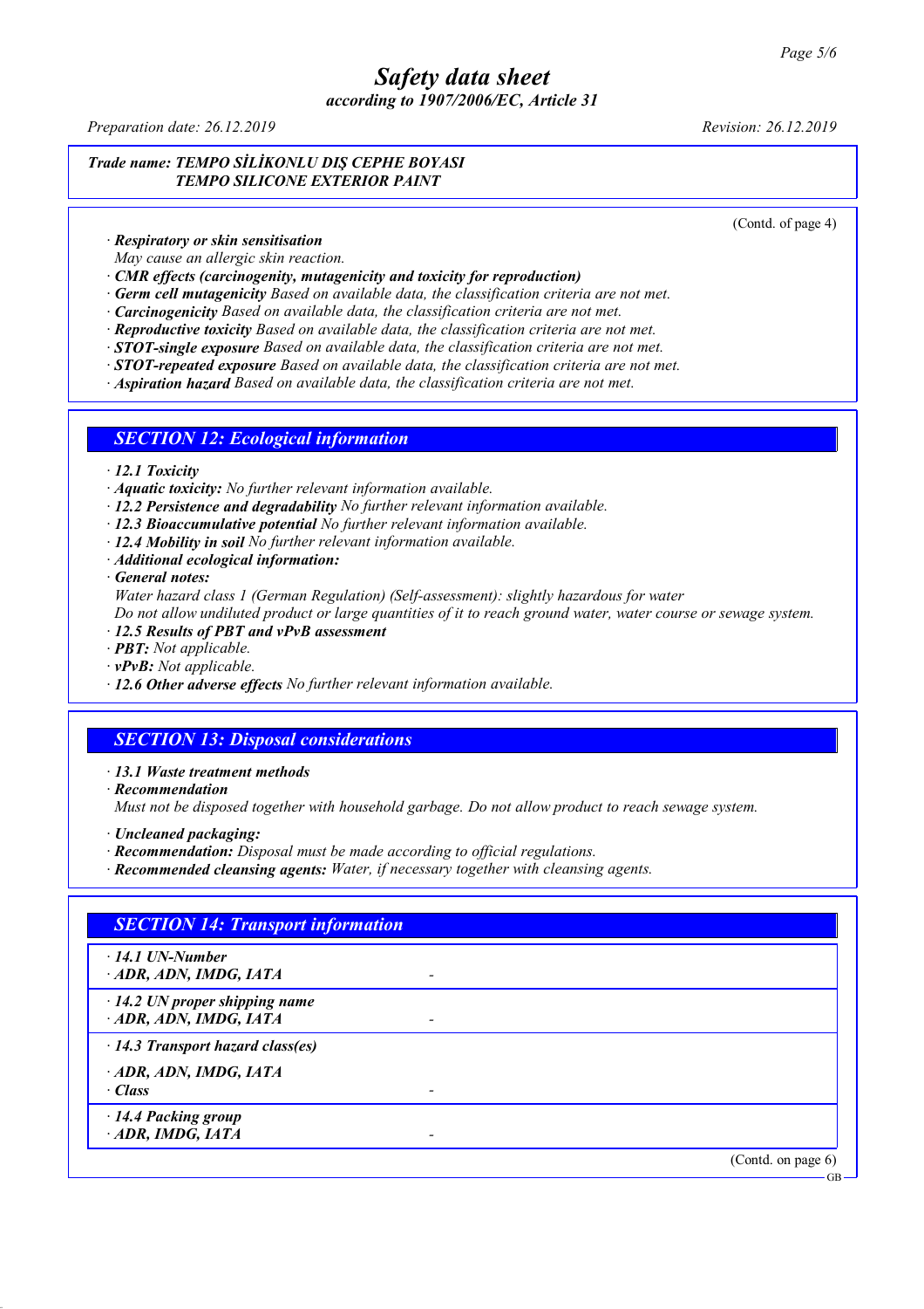*Trade name: TEMPO SİLİKONLU DIŞ CEPHE BOYASI*
*TEMPO SILICONE EXTERIOR PAINT*

(Contd. of page 4)

· ***Respiratory or skin sensitisation***
*May cause an allergic skin reaction.*
· ***CMR effects (carcinogenity, mutagenicity and toxicity for reproduction)***
· ***Germ cell mutagenicity*** *Based on available data, the classification criteria are not met.*
· ***Carcinogenicity*** *Based on available data, the classification criteria are not met.*
· ***Reproductive toxicity*** *Based on available data, the classification criteria are not met.*
· ***STOT-single exposure*** *Based on available data, the classification criteria are not met.*
· ***STOT-repeated exposure*** *Based on available data, the classification criteria are not met.*
· ***Aspiration hazard*** *Based on available data, the classification criteria are not met.*

## SECTION 12: Ecological information

· ***12.1 Toxicity***
· ***Aquatic toxicity:*** *No further relevant information available.*
· ***12.2 Persistence and degradability*** *No further relevant information available.*
· ***12.3 Bioaccumulative potential*** *No further relevant information available.*
· ***12.4 Mobility in soil*** *No further relevant information available.*
· ***Additional ecological information:***
· ***General notes:***
*Water hazard class 1 (German Regulation) (Self-assessment): slightly hazardous for water*
*Do not allow undiluted product or large quantities of it to reach ground water, water course or sewage system.*
· ***12.5 Results of PBT and vPvB assessment***
· ***PBT:*** *Not applicable.*
· ***vPvB:*** *Not applicable.*
· ***12.6 Other adverse effects*** *No further relevant information available.*

## SECTION 13: Disposal considerations

· ***13.1 Waste treatment methods***
· ***Recommendation***
*Must not be disposed together with household garbage. Do not allow product to reach sewage system.*

· ***Uncleaned packaging:***
· ***Recommendation:*** *Disposal must be made according to official regulations.*
· ***Recommended cleansing agents:*** *Water, if necessary together with cleansing agents.*

## SECTION 14: Transport information

| | |
|---|---|
| · ***14.1 UN-Number*** <br> · ***ADR, ADN, IMDG, IATA*** | - |
| · ***14.2 UN proper shipping name*** <br> · ***ADR, ADN, IMDG, IATA*** | - |
| · ***14.3 Transport hazard class(es)*** <br> · ***ADR, ADN, IMDG, IATA*** <br> · ***Class*** | - |
| · ***14.4 Packing group*** <br> · ***ADR, IMDG, IATA*** | - |

(Contd. on page 6)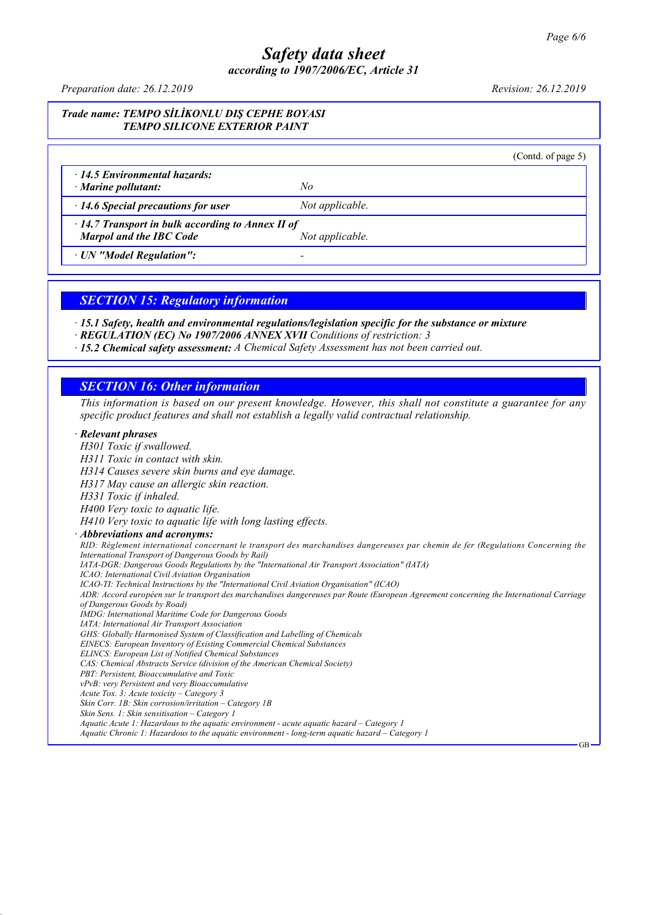# Safety data sheet
*according to 1907/2006/EC, Article 31*

*Preparation date: 26.12.2019* *Revision: 26.12.2019*

***Trade name: TEMPO SİLİKONLU DIŞ CEPHE BOYASI***
***TEMPO SILICONE EXTERIOR PAINT***

(Contd. of page 5)

| | |
|---|---|
| · ***14.5 Environmental hazards:***<br>· ***Marine pollutant:*** | *No* |
| · ***14.6 Special precautions for user*** | *Not applicable.* |
| · ***14.7 Transport in bulk according to Annex II of Marpol and the IBC Code*** | *Not applicable.* |
| · ***UN "Model Regulation":*** | *-* |

## *SECTION 15: Regulatory information*

· ***15.1 Safety, health and environmental regulations/legislation specific for the substance or mixture***
· ***REGULATION (EC) No 1907/2006 ANNEX XVII*** *Conditions of restriction: 3*
· ***15.2 Chemical safety assessment:*** *A Chemical Safety Assessment has not been carried out.*

## *SECTION 16: Other information*

*This information is based on our present knowledge. However, this shall not constitute a guarantee for any specific product features and shall not establish a legally valid contractual relationship.*

· ***Relevant phrases***

*H301 Toxic if swallowed.*
*H311 Toxic in contact with skin.*
*H314 Causes severe skin burns and eye damage.*
*H317 May cause an allergic skin reaction.*
*H331 Toxic if inhaled.*
*H400 Very toxic to aquatic life.*
*H410 Very toxic to aquatic life with long lasting effects.*

· ***Abbreviations and acronyms:***

*RID: Règlement international concernant le transport des marchandises dangereuses par chemin de fer (Regulations Concerning the International Transport of Dangerous Goods by Rail)*
*IATA-DGR: Dangerous Goods Regulations by the "International Air Transport Association" (IATA)*
*ICAO: International Civil Aviation Organisation*
*ICAO-TI: Technical Instructions by the "International Civil Aviation Organisation" (ICAO)*
*ADR: Accord européen sur le transport des marchandises dangereuses par Route (European Agreement concerning the International Carriage of Dangerous Goods by Road)*
*IMDG: International Maritime Code for Dangerous Goods*
*IATA: International Air Transport Association*
*GHS: Globally Harmonised System of Classification and Labelling of Chemicals*
*EINECS: European Inventory of Existing Commercial Chemical Substances*
*ELINCS: European List of Notified Chemical Substances*
*CAS: Chemical Abstracts Service (division of the American Chemical Society)*
*PBT: Persistent, Bioaccumulative and Toxic*
*vPvB: very Persistent and very Bioaccumulative*
*Acute Tox. 3: Acute toxicity – Category 3*
*Skin Corr. 1B: Skin corrosion/irritation – Category 1B*
*Skin Sens. 1: Skin sensitisation – Category 1*
*Aquatic Acute 1: Hazardous to the aquatic environment - acute aquatic hazard – Category 1*
*Aquatic Chronic 1: Hazardous to the aquatic environment - long-term aquatic hazard – Category 1*